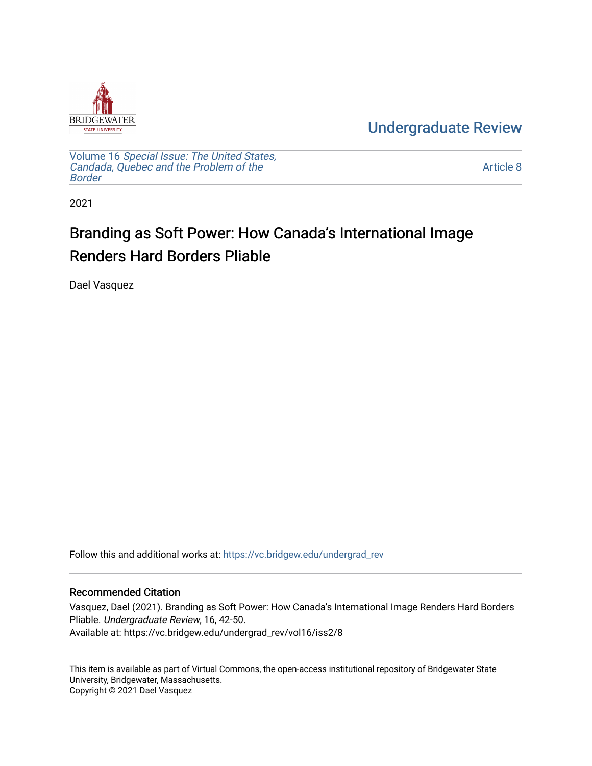BRIDGEWATER STATE UNIVERSITY

# Undergraduate Review

Volume 16 *Special Issue: The United States, Candada, Quebec and the Problem of the Border*

Article 8

2021

## Branding as Soft Power: How Canada's International Image Renders Hard Borders Pliable

Dael Vasquez

Follow this and additional works at: https://vc.bridgew.edu/undergrad_rev

### Recommended Citation

Vasquez, Dael (2021). Branding as Soft Power: How Canada's International Image Renders Hard Borders Pliable. *Undergraduate Review*, 16, 42-50.
Available at: https://vc.bridgew.edu/undergrad_rev/vol16/iss2/8

This item is available as part of Virtual Commons, the open-access institutional repository of Bridgewater State University, Bridgewater, Massachusetts.
Copyright © 2021 Dael Vasquez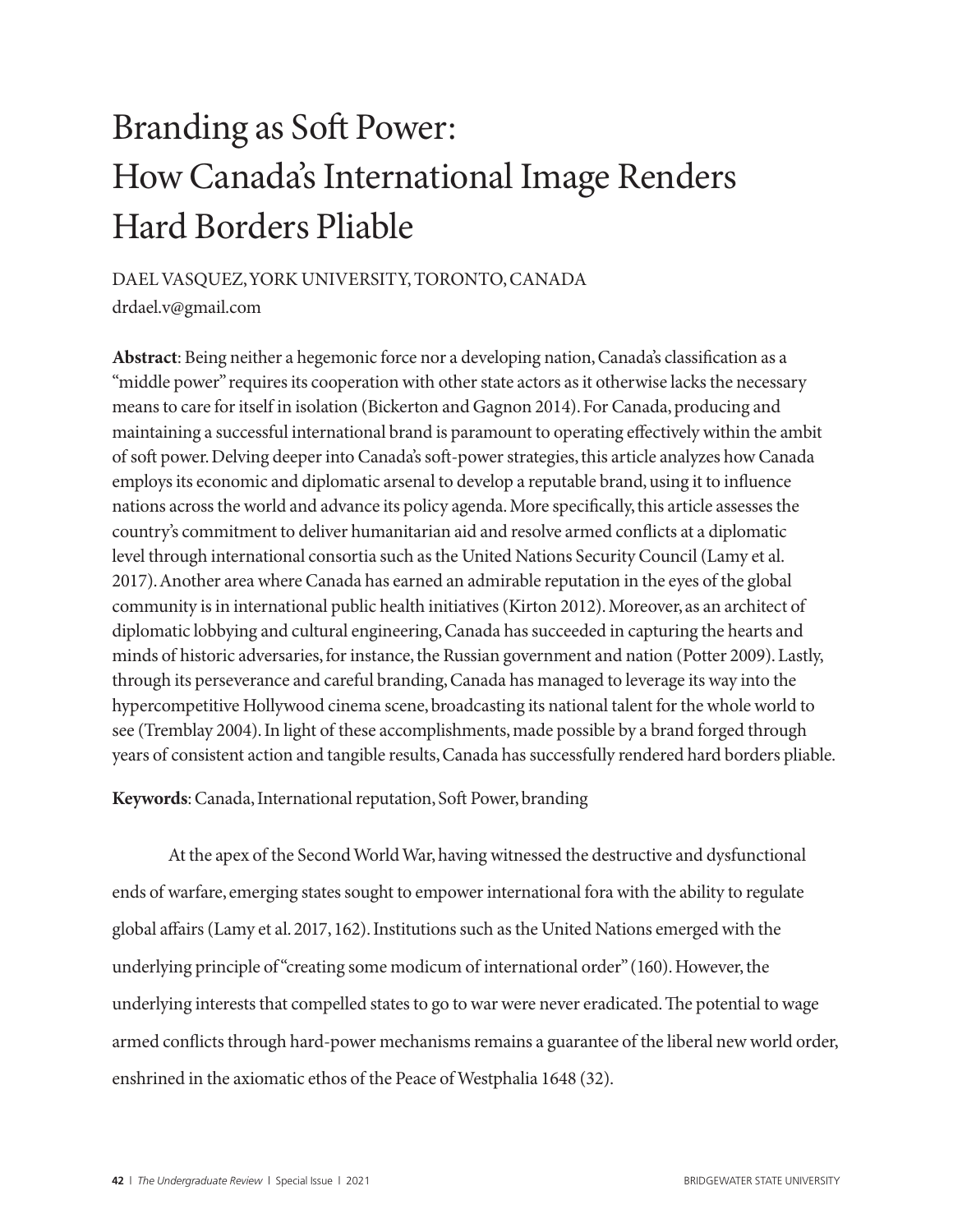# Branding as Soft Power: How Canada's International Image Renders Hard Borders Pliable

DAEL VASQUEZ, YORK UNIVERSITY, TORONTO, CANADA
drdael.v@gmail.com

**Abstract**: Being neither a hegemonic force nor a developing nation, Canada's classification as a "middle power" requires its cooperation with other state actors as it otherwise lacks the necessary means to care for itself in isolation (Bickerton and Gagnon 2014). For Canada, producing and maintaining a successful international brand is paramount to operating effectively within the ambit of soft power. Delving deeper into Canada's soft-power strategies, this article analyzes how Canada employs its economic and diplomatic arsenal to develop a reputable brand, using it to influence nations across the world and advance its policy agenda. More specifically, this article assesses the country's commitment to deliver humanitarian aid and resolve armed conflicts at a diplomatic level through international consortia such as the United Nations Security Council (Lamy et al. 2017). Another area where Canada has earned an admirable reputation in the eyes of the global community is in international public health initiatives (Kirton 2012). Moreover, as an architect of diplomatic lobbying and cultural engineering, Canada has succeeded in capturing the hearts and minds of historic adversaries, for instance, the Russian government and nation (Potter 2009). Lastly, through its perseverance and careful branding, Canada has managed to leverage its way into the hypercompetitive Hollywood cinema scene, broadcasting its national talent for the whole world to see (Tremblay 2004). In light of these accomplishments, made possible by a brand forged through years of consistent action and tangible results, Canada has successfully rendered hard borders pliable.

**Keywords**: Canada, International reputation, Soft Power, branding

At the apex of the Second World War, having witnessed the destructive and dysfunctional ends of warfare, emerging states sought to empower international fora with the ability to regulate global affairs (Lamy et al. 2017, 162). Institutions such as the United Nations emerged with the underlying principle of "creating some modicum of international order" (160). However, the underlying interests that compelled states to go to war were never eradicated. The potential to wage armed conflicts through hard-power mechanisms remains a guarantee of the liberal new world order, enshrined in the axiomatic ethos of the Peace of Westphalia 1648 (32).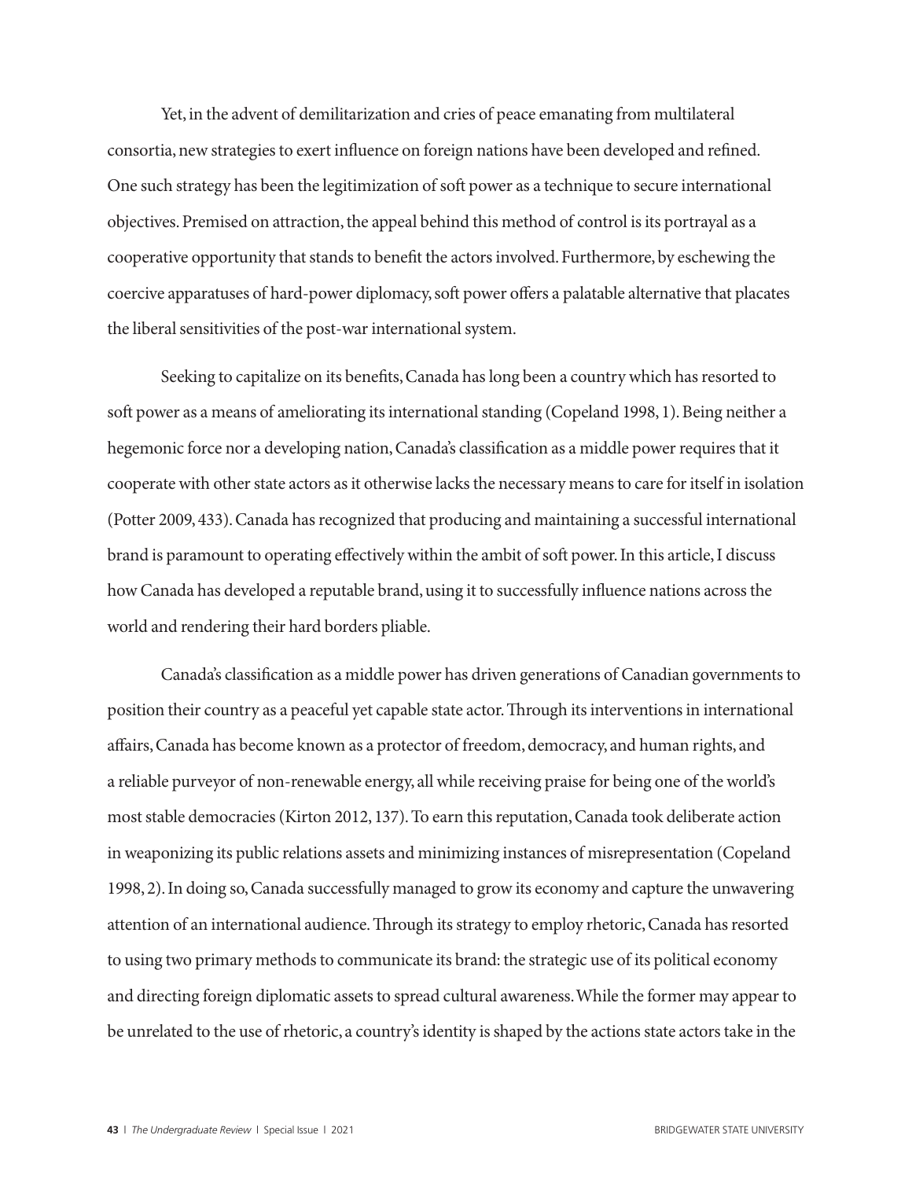Yet, in the advent of demilitarization and cries of peace emanating from multilateral consortia, new strategies to exert influence on foreign nations have been developed and refined. One such strategy has been the legitimization of soft power as a technique to secure international objectives. Premised on attraction, the appeal behind this method of control is its portrayal as a cooperative opportunity that stands to benefit the actors involved. Furthermore, by eschewing the coercive apparatuses of hard-power diplomacy, soft power offers a palatable alternative that placates the liberal sensitivities of the post-war international system.

Seeking to capitalize on its benefits, Canada has long been a country which has resorted to soft power as a means of ameliorating its international standing (Copeland 1998, 1). Being neither a hegemonic force nor a developing nation, Canada's classification as a middle power requires that it cooperate with other state actors as it otherwise lacks the necessary means to care for itself in isolation (Potter 2009, 433). Canada has recognized that producing and maintaining a successful international brand is paramount to operating effectively within the ambit of soft power. In this article, I discuss how Canada has developed a reputable brand, using it to successfully influence nations across the world and rendering their hard borders pliable.

Canada's classification as a middle power has driven generations of Canadian governments to position their country as a peaceful yet capable state actor. Through its interventions in international affairs, Canada has become known as a protector of freedom, democracy, and human rights, and a reliable purveyor of non-renewable energy, all while receiving praise for being one of the world's most stable democracies (Kirton 2012, 137). To earn this reputation, Canada took deliberate action in weaponizing its public relations assets and minimizing instances of misrepresentation (Copeland 1998, 2). In doing so, Canada successfully managed to grow its economy and capture the unwavering attention of an international audience. Through its strategy to employ rhetoric, Canada has resorted to using two primary methods to communicate its brand: the strategic use of its political economy and directing foreign diplomatic assets to spread cultural awareness. While the former may appear to be unrelated to the use of rhetoric, a country's identity is shaped by the actions state actors take in the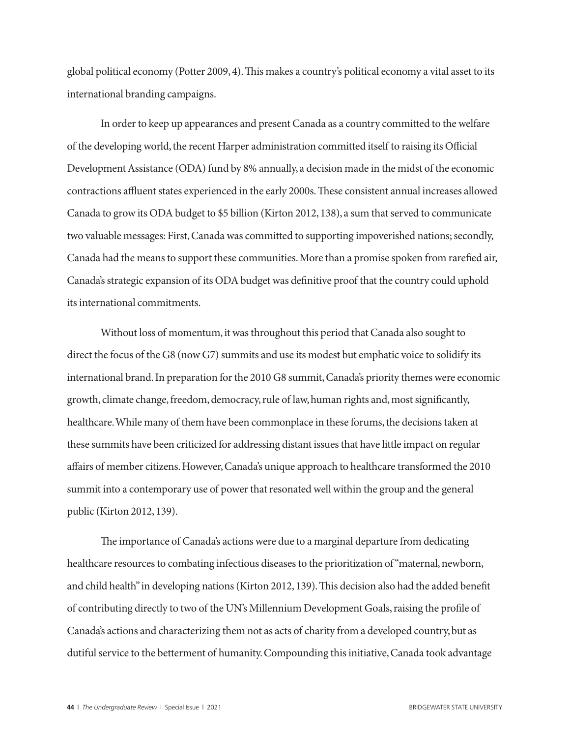global political economy (Potter 2009, 4). This makes a country's political economy a vital asset to its international branding campaigns.

In order to keep up appearances and present Canada as a country committed to the welfare of the developing world, the recent Harper administration committed itself to raising its Official Development Assistance (ODA) fund by 8% annually, a decision made in the midst of the economic contractions affluent states experienced in the early 2000s. These consistent annual increases allowed Canada to grow its ODA budget to $5 billion (Kirton 2012, 138), a sum that served to communicate two valuable messages: First, Canada was committed to supporting impoverished nations; secondly, Canada had the means to support these communities. More than a promise spoken from rarefied air, Canada's strategic expansion of its ODA budget was definitive proof that the country could uphold its international commitments.

Without loss of momentum, it was throughout this period that Canada also sought to direct the focus of the G8 (now G7) summits and use its modest but emphatic voice to solidify its international brand. In preparation for the 2010 G8 summit, Canada's priority themes were economic growth, climate change, freedom, democracy, rule of law, human rights and, most significantly, healthcare. While many of them have been commonplace in these forums, the decisions taken at these summits have been criticized for addressing distant issues that have little impact on regular affairs of member citizens. However, Canada's unique approach to healthcare transformed the 2010 summit into a contemporary use of power that resonated well within the group and the general public (Kirton 2012, 139).

The importance of Canada's actions were due to a marginal departure from dedicating healthcare resources to combating infectious diseases to the prioritization of "maternal, newborn, and child health" in developing nations (Kirton 2012, 139). This decision also had the added benefit of contributing directly to two of the UN's Millennium Development Goals, raising the profile of Canada's actions and characterizing them not as acts of charity from a developed country, but as dutiful service to the betterment of humanity. Compounding this initiative, Canada took advantage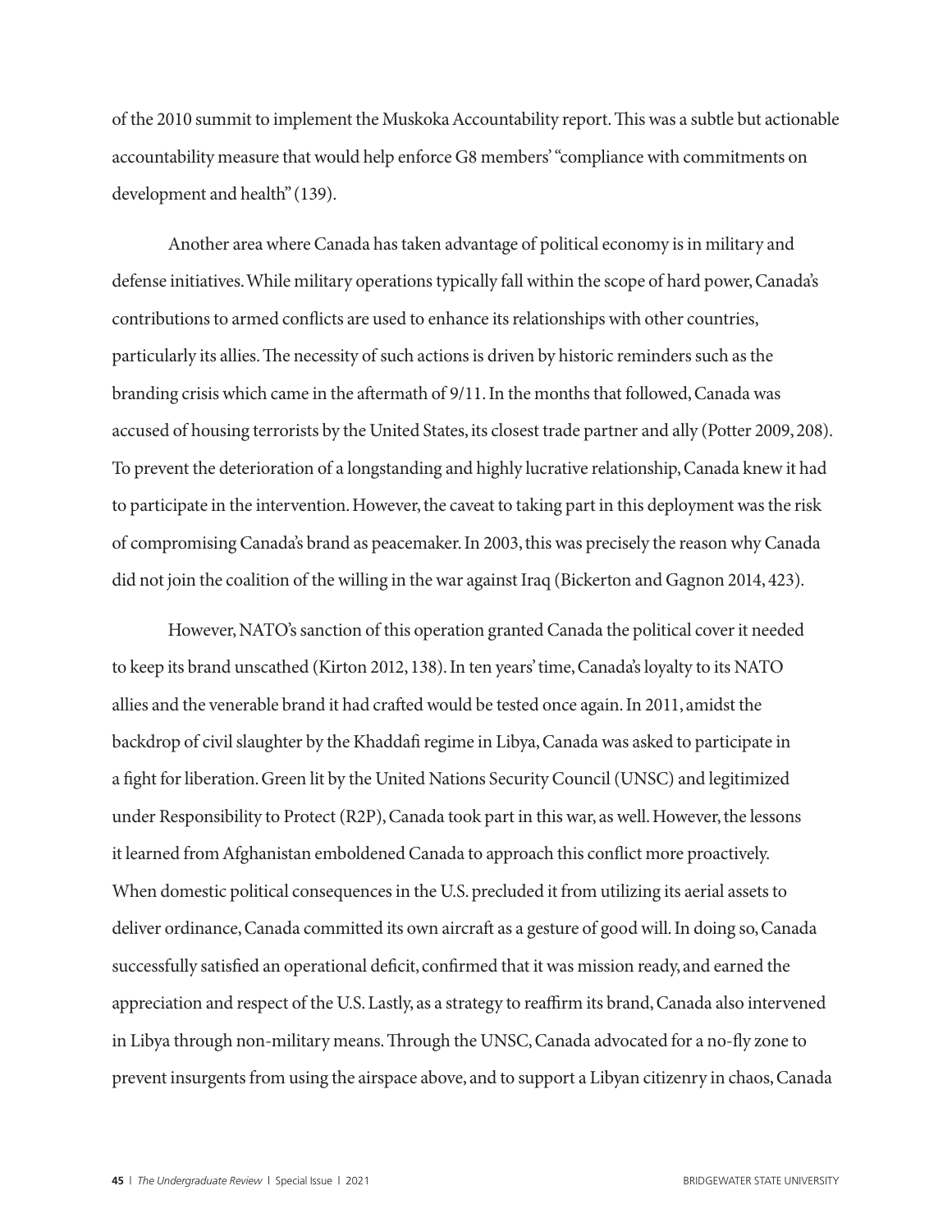of the 2010 summit to implement the Muskoka Accountability report. This was a subtle but actionable accountability measure that would help enforce G8 members' "compliance with commitments on development and health" (139).

Another area where Canada has taken advantage of political economy is in military and defense initiatives. While military operations typically fall within the scope of hard power, Canada's contributions to armed conflicts are used to enhance its relationships with other countries, particularly its allies. The necessity of such actions is driven by historic reminders such as the branding crisis which came in the aftermath of 9/11. In the months that followed, Canada was accused of housing terrorists by the United States, its closest trade partner and ally (Potter 2009, 208). To prevent the deterioration of a longstanding and highly lucrative relationship, Canada knew it had to participate in the intervention. However, the caveat to taking part in this deployment was the risk of compromising Canada's brand as peacemaker. In 2003, this was precisely the reason why Canada did not join the coalition of the willing in the war against Iraq (Bickerton and Gagnon 2014, 423).

However, NATO's sanction of this operation granted Canada the political cover it needed to keep its brand unscathed (Kirton 2012, 138). In ten years' time, Canada's loyalty to its NATO allies and the venerable brand it had crafted would be tested once again. In 2011, amidst the backdrop of civil slaughter by the Khaddafi regime in Libya, Canada was asked to participate in a fight for liberation. Green lit by the United Nations Security Council (UNSC) and legitimized under Responsibility to Protect (R2P), Canada took part in this war, as well. However, the lessons it learned from Afghanistan emboldened Canada to approach this conflict more proactively. When domestic political consequences in the U.S. precluded it from utilizing its aerial assets to deliver ordinance, Canada committed its own aircraft as a gesture of good will. In doing so, Canada successfully satisfied an operational deficit, confirmed that it was mission ready, and earned the appreciation and respect of the U.S. Lastly, as a strategy to reaffirm its brand, Canada also intervened in Libya through non-military means. Through the UNSC, Canada advocated for a no-fly zone to prevent insurgents from using the airspace above, and to support a Libyan citizenry in chaos, Canada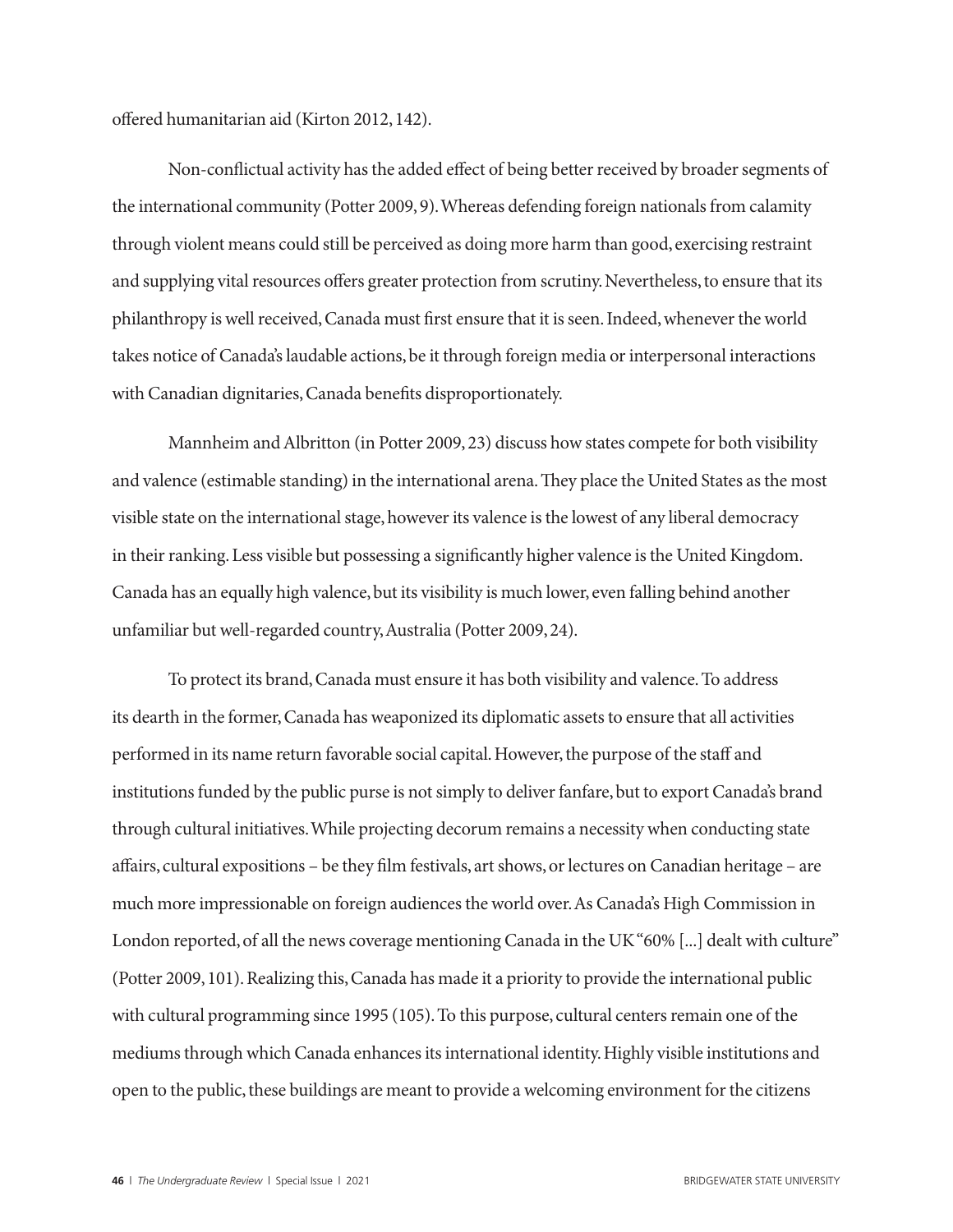offered humanitarian aid (Kirton 2012, 142).

Non-conflictual activity has the added effect of being better received by broader segments of the international community (Potter 2009, 9). Whereas defending foreign nationals from calamity through violent means could still be perceived as doing more harm than good, exercising restraint and supplying vital resources offers greater protection from scrutiny. Nevertheless, to ensure that its philanthropy is well received, Canada must first ensure that it is seen. Indeed, whenever the world takes notice of Canada's laudable actions, be it through foreign media or interpersonal interactions with Canadian dignitaries, Canada benefits disproportionately.

Mannheim and Albritton (in Potter 2009, 23) discuss how states compete for both visibility and valence (estimable standing) in the international arena. They place the United States as the most visible state on the international stage, however its valence is the lowest of any liberal democracy in their ranking. Less visible but possessing a significantly higher valence is the United Kingdom. Canada has an equally high valence, but its visibility is much lower, even falling behind another unfamiliar but well-regarded country, Australia (Potter 2009, 24).

To protect its brand, Canada must ensure it has both visibility and valence. To address its dearth in the former, Canada has weaponized its diplomatic assets to ensure that all activities performed in its name return favorable social capital. However, the purpose of the staff and institutions funded by the public purse is not simply to deliver fanfare, but to export Canada's brand through cultural initiatives. While projecting decorum remains a necessity when conducting state affairs, cultural expositions – be they film festivals, art shows, or lectures on Canadian heritage – are much more impressionable on foreign audiences the world over. As Canada's High Commission in London reported, of all the news coverage mentioning Canada in the UK "60% [...] dealt with culture" (Potter 2009, 101). Realizing this, Canada has made it a priority to provide the international public with cultural programming since 1995 (105). To this purpose, cultural centers remain one of the mediums through which Canada enhances its international identity. Highly visible institutions and open to the public, these buildings are meant to provide a welcoming environment for the citizens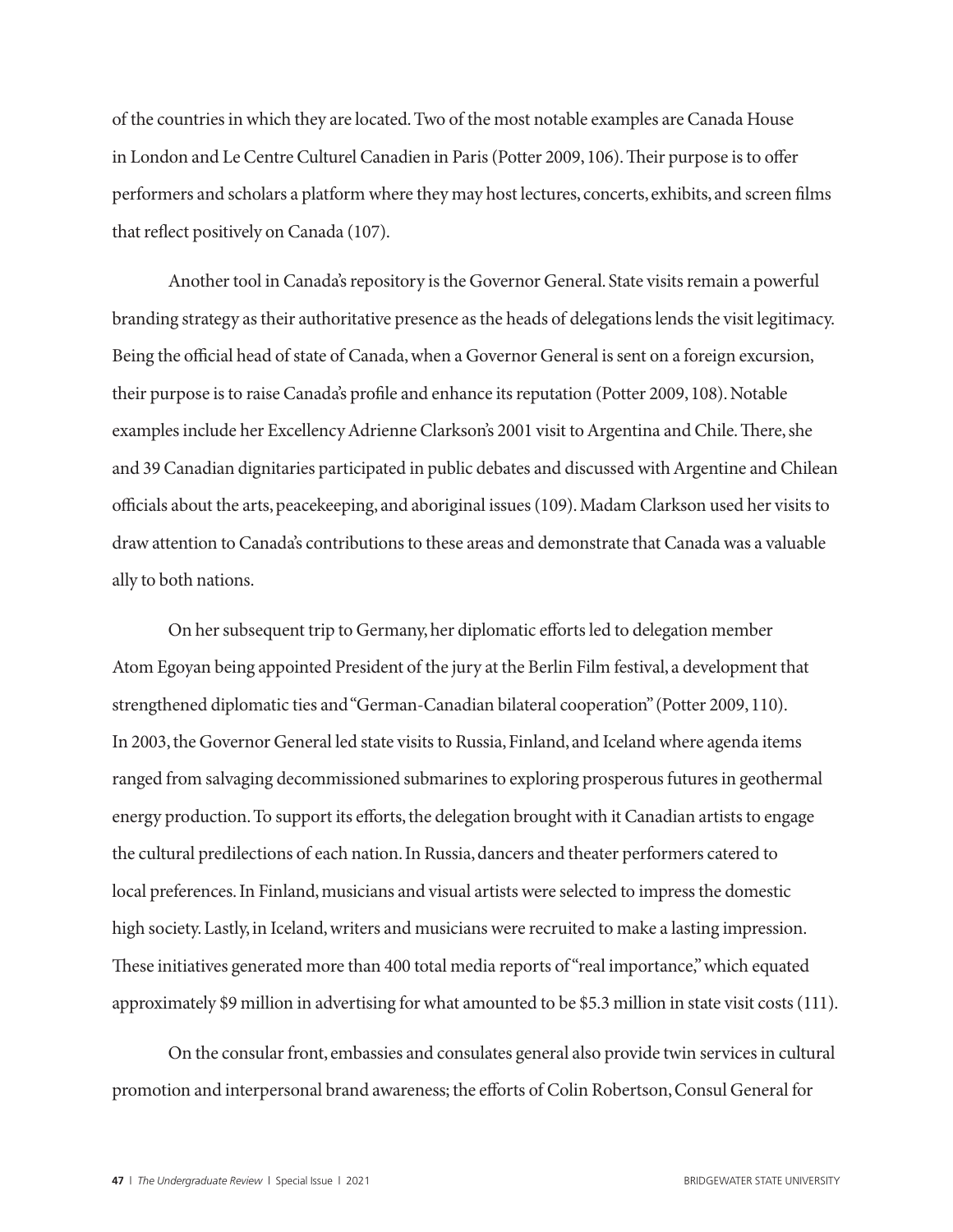of the countries in which they are located. Two of the most notable examples are Canada House in London and Le Centre Culturel Canadien in Paris (Potter 2009, 106). Their purpose is to offer performers and scholars a platform where they may host lectures, concerts, exhibits, and screen films that reflect positively on Canada (107).

Another tool in Canada's repository is the Governor General. State visits remain a powerful branding strategy as their authoritative presence as the heads of delegations lends the visit legitimacy. Being the official head of state of Canada, when a Governor General is sent on a foreign excursion, their purpose is to raise Canada's profile and enhance its reputation (Potter 2009, 108). Notable examples include her Excellency Adrienne Clarkson's 2001 visit to Argentina and Chile. There, she and 39 Canadian dignitaries participated in public debates and discussed with Argentine and Chilean officials about the arts, peacekeeping, and aboriginal issues (109). Madam Clarkson used her visits to draw attention to Canada's contributions to these areas and demonstrate that Canada was a valuable ally to both nations.

On her subsequent trip to Germany, her diplomatic efforts led to delegation member Atom Egoyan being appointed President of the jury at the Berlin Film festival, a development that strengthened diplomatic ties and "German-Canadian bilateral cooperation" (Potter 2009, 110). In 2003, the Governor General led state visits to Russia, Finland, and Iceland where agenda items ranged from salvaging decommissioned submarines to exploring prosperous futures in geothermal energy production. To support its efforts, the delegation brought with it Canadian artists to engage the cultural predilections of each nation. In Russia, dancers and theater performers catered to local preferences. In Finland, musicians and visual artists were selected to impress the domestic high society. Lastly, in Iceland, writers and musicians were recruited to make a lasting impression. These initiatives generated more than 400 total media reports of "real importance," which equated approximately $9 million in advertising for what amounted to be $5.3 million in state visit costs (111).

On the consular front, embassies and consulates general also provide twin services in cultural promotion and interpersonal brand awareness; the efforts of Colin Robertson, Consul General for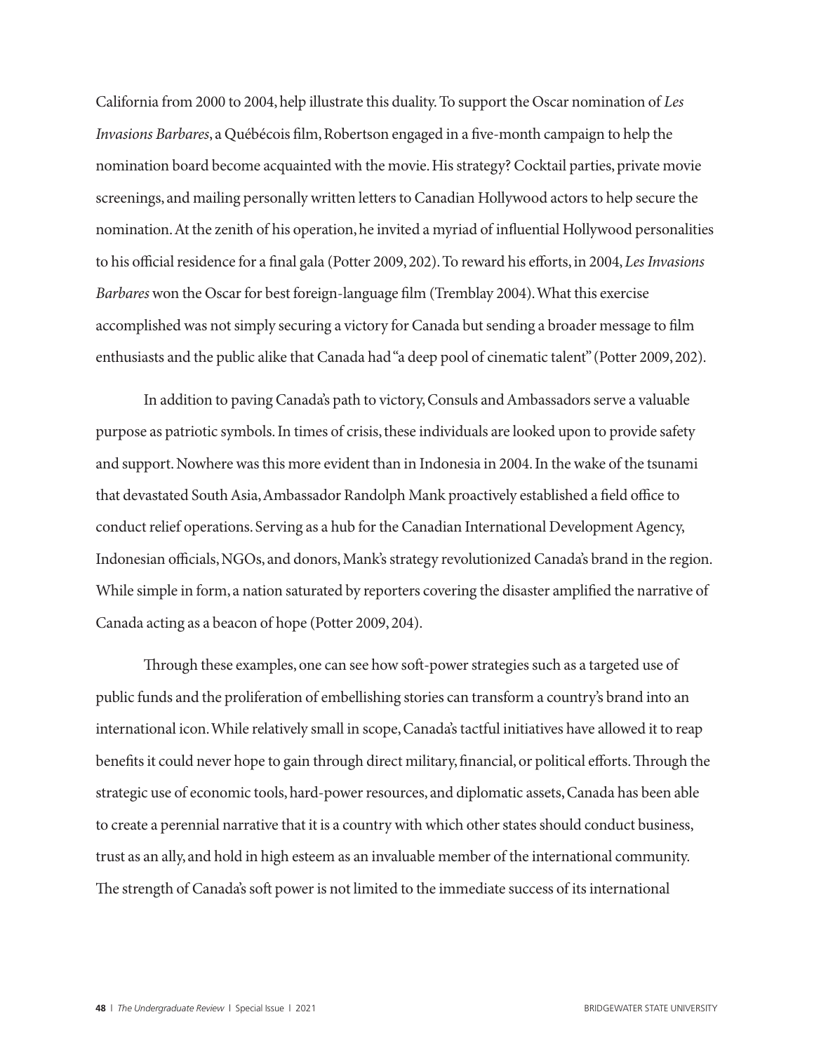California from 2000 to 2004, help illustrate this duality. To support the Oscar nomination of *Les Invasions Barbares*, a Québécois film, Robertson engaged in a five-month campaign to help the nomination board become acquainted with the movie. His strategy? Cocktail parties, private movie screenings, and mailing personally written letters to Canadian Hollywood actors to help secure the nomination. At the zenith of his operation, he invited a myriad of influential Hollywood personalities to his official residence for a final gala (Potter 2009, 202). To reward his efforts, in 2004, *Les Invasions Barbares* won the Oscar for best foreign-language film (Tremblay 2004). What this exercise accomplished was not simply securing a victory for Canada but sending a broader message to film enthusiasts and the public alike that Canada had "a deep pool of cinematic talent" (Potter 2009, 202).

In addition to paving Canada's path to victory, Consuls and Ambassadors serve a valuable purpose as patriotic symbols. In times of crisis, these individuals are looked upon to provide safety and support. Nowhere was this more evident than in Indonesia in 2004. In the wake of the tsunami that devastated South Asia, Ambassador Randolph Mank proactively established a field office to conduct relief operations. Serving as a hub for the Canadian International Development Agency, Indonesian officials, NGOs, and donors, Mank's strategy revolutionized Canada's brand in the region. While simple in form, a nation saturated by reporters covering the disaster amplified the narrative of Canada acting as a beacon of hope (Potter 2009, 204).

Through these examples, one can see how soft-power strategies such as a targeted use of public funds and the proliferation of embellishing stories can transform a country's brand into an international icon. While relatively small in scope, Canada's tactful initiatives have allowed it to reap benefits it could never hope to gain through direct military, financial, or political efforts. Through the strategic use of economic tools, hard-power resources, and diplomatic assets, Canada has been able to create a perennial narrative that it is a country with which other states should conduct business, trust as an ally, and hold in high esteem as an invaluable member of the international community. The strength of Canada's soft power is not limited to the immediate success of its international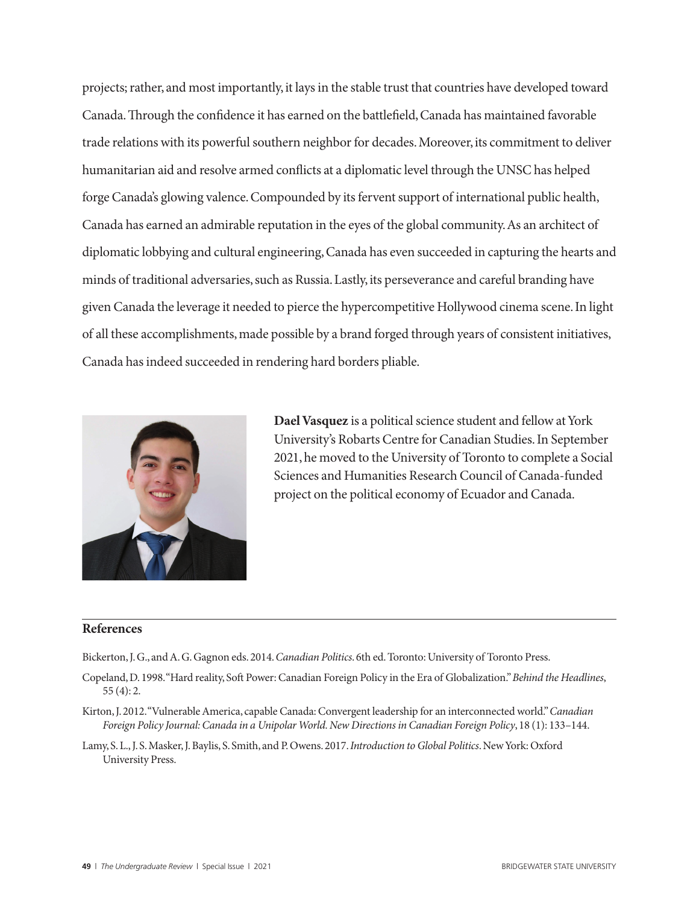projects; rather, and most importantly, it lays in the stable trust that countries have developed toward Canada. Through the confidence it has earned on the battlefield, Canada has maintained favorable trade relations with its powerful southern neighbor for decades. Moreover, its commitment to deliver humanitarian aid and resolve armed conflicts at a diplomatic level through the UNSC has helped forge Canada's glowing valence. Compounded by its fervent support of international public health, Canada has earned an admirable reputation in the eyes of the global community. As an architect of diplomatic lobbying and cultural engineering, Canada has even succeeded in capturing the hearts and minds of traditional adversaries, such as Russia. Lastly, its perseverance and careful branding have given Canada the leverage it needed to pierce the hypercompetitive Hollywood cinema scene. In light of all these accomplishments, made possible by a brand forged through years of consistent initiatives, Canada has indeed succeeded in rendering hard borders pliable.

**Dael Vasquez** is a political science student and fellow at York University's Robarts Centre for Canadian Studies. In September 2021, he moved to the University of Toronto to complete a Social Sciences and Humanities Research Council of Canada-funded project on the political economy of Ecuador and Canada.

## References

Bickerton, J. G., and A. G. Gagnon eds. 2014. *Canadian Politics*. 6th ed. Toronto: University of Toronto Press.

Copeland, D. 1998. "Hard reality, Soft Power: Canadian Foreign Policy in the Era of Globalization." *Behind the Headlines*, 55 (4): 2.

Kirton, J. 2012. "Vulnerable America, capable Canada: Convergent leadership for an interconnected world." *Canadian Foreign Policy Journal: Canada in a Unipolar World. New Directions in Canadian Foreign Policy*, 18 (1): 133–144.

Lamy, S. L., J. S. Masker, J. Baylis, S. Smith, and P. Owens. 2017. *Introduction to Global Politics*. New York: Oxford University Press.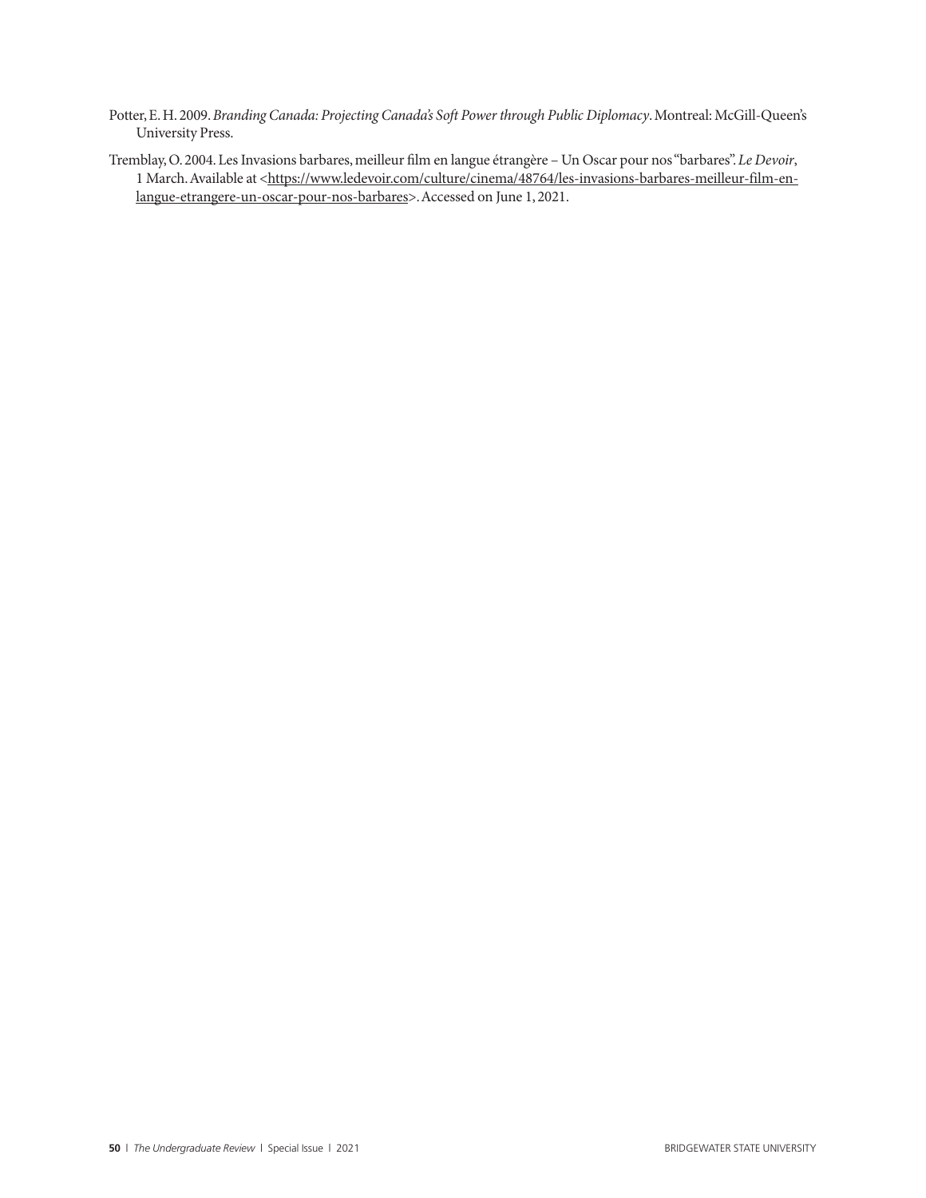Potter, E. H. 2009. *Branding Canada: Projecting Canada's Soft Power through Public Diplomacy*. Montreal: McGill-Queen's University Press.

Tremblay, O. 2004. Les Invasions barbares, meilleur film en langue étrangère – Un Oscar pour nos "barbares". *Le Devoir*, 1 March. Available at <https://www.ledevoir.com/culture/cinema/48764/les-invasions-barbares-meilleur-film-en-langue-etrangere-un-oscar-pour-nos-barbares>. Accessed on June 1, 2021.